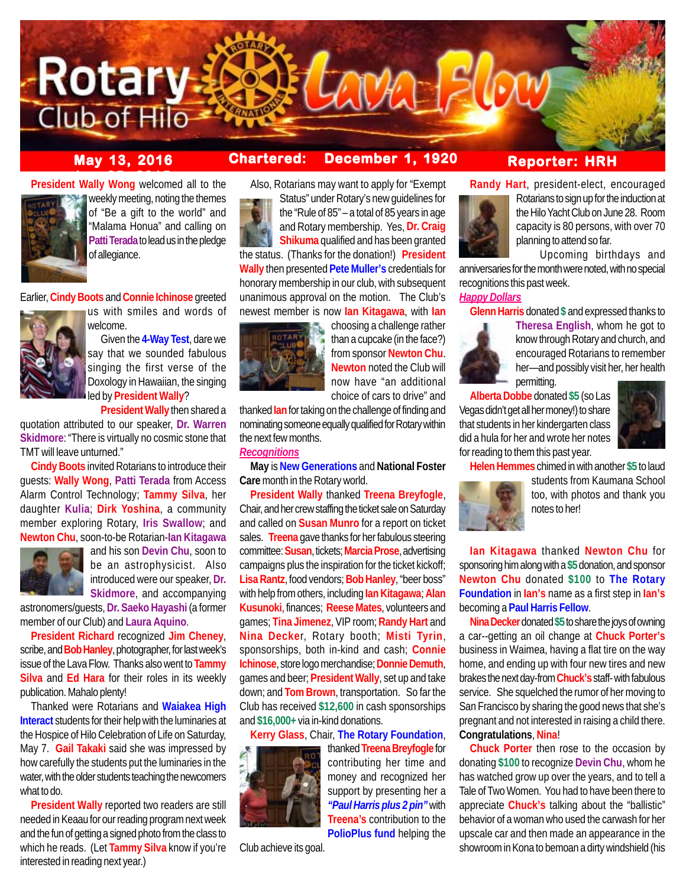# Rotary Club of Hilo Lava Flow

**May 13, 2016** | **Chartered: December 1, 1920** | **Reporter: HRH**

**President Wally Wong** welcomed all to the weekly meeting, noting the themes of "Be a gift to the world" and "Malama Honua" and calling on **Patti Terada** to lead us in the pledge of allegiance.

Earlier, **Cindy Boots** and **Connie Ichinose** greeted us with smiles and words of welcome.

Given the **4-Way Test**, dare we say that we sounded fabulous singing the first verse of the Doxology in Hawaiian, the singing led by **President Wally**?

**President Wally** then shared a quotation attributed to our speaker, **Dr. Warren Skidmore**: "There is virtually no cosmic stone that TMT will leave unturned."

**Cindy Boots** invited Rotarians to introduce their guests: **Wally Wong**, **Patti Terada** from Access Alarm Control Technology; **Tammy Silva**, her daughter **Kulia**; **Dirk Yoshina**, a community member exploring Rotary, **Iris Swallow**; and **Newton Chu**, soon-to-be Rotarian-**Ian Kitagawa** and his son **Devin Chu**, soon to be an astrophysicist. Also introduced were our speaker, **Dr. Skidmore**, and accompanying astronomers/guests, **Dr. Saeko Hayashi** (a former member of our Club) and **Laura Aquino**.

**President Richard** recognized **Jim Cheney**, scribe, and **Bob Hanley**, photographer, for last week's issue of the Lava Flow. Thanks also went to **Tammy Silva** and **Ed Hara** for their roles in its weekly publication. Mahalo plenty!

Thanked were Rotarians and **Waiakea High Interact** students for their help with the luminaries at the Hospice of Hilo Celebration of Life on Saturday, May 7. **Gail Takaki** said she was impressed by how carefully the students put the luminaries in the water, with the older students teaching the newcomers what to do.

**President Wally** reported two readers are still needed in Keaau for our reading program next week and the fun of getting a signed photo from the class to which he reads. (Let **Tammy Silva** know if you're interested in reading next year.)

Also, Rotarians may want to apply for "Exempt Status" under Rotary's new guidelines for the "Rule of 85" – a total of 85 years in age and Rotary membership. Yes, **Dr. Craig Shikuma** qualified and has been granted the status. (Thanks for the donation!) **President Wally** then presented **Pete Muller's** credentials for honorary membership in our club, with subsequent unanimous approval on the motion. The Club's newest member is now **Ian Kitagawa**, with **Ian** choosing a challenge rather than a cupcake (in the face?) from sponsor **Newton Chu**. **Newton** noted the Club will now have "an additional choice of cars to drive" and thanked **Ian** for taking on the challenge of finding and nominating someone equally qualified for Rotary within the next few months.

***Recognitions***

**May** is **New Generations** and **National Foster Care** month in the Rotary world.

**President Wally** thanked **Treena Breyfogle**, Chair, and her crew staffing the ticket sale on Saturday and called on **Susan Munro** for a report on ticket sales. **Treena** gave thanks for her fabulous steering committee: **Susan**, tickets; **Marcia Prose**, advertising campaigns plus the inspiration for the ticket kickoff; **Lisa Rantz**, food vendors; **Bob Hanley**, "beer boss" with help from others, including **Ian Kitagawa**; **Alan Kusunoki**, finances; **Reese Mates**, volunteers and games; **Tina Jimenez**, VIP room; **Randy Hart** and **Nina Decker**, Rotary booth; **Misti Tyrin**, sponsorships, both in-kind and cash; **Connie Ichinose**, store logo merchandise; **Donnie Demuth**, games and beer; **President Wally**, set up and take down; and **Tom Brown**, transportation. So far the Club has received **$12,600** in cash sponsorships and **$16,000+** via in-kind donations.

**Kerry Glass**, Chair, **The Rotary Foundation**, thanked **Treena Breyfogle** for contributing her time and money and recognized her support by presenting her a ***"Paul Harris plus 2 pin"*** with **Treena's** contribution to the **PolioPlus fund** helping the Club achieve its goal.

**Randy Hart**, president-elect, encouraged Rotarians to sign up for the induction at the Hilo Yacht Club on June 28. Room capacity is 80 persons, with over 70 planning to attend so far.

Upcoming birthdays and anniversaries for the month were noted, with no special recognitions this past week.

***Happy Dollars***

**Glenn Harris** donated **$** and expressed thanks to **Theresa English**, whom he got to know through Rotary and church, and encouraged Rotarians to remember her—and possibly visit her, her health permitting.

**Alberta Dobbe** donated **$5** (so Las Vegas didn't get all her money!) to share that students in her kindergarten class did a hula for her and wrote her notes for reading to them this past year.

**Helen Hemmes** chimed in with another **$5** to laud students from Kaumana School too, with photos and thank you notes to her!

**Ian Kitagawa** thanked **Newton Chu** for sponsoring him along with a **$5** donation, and sponsor **Newton Chu** donated **$100** to **The Rotary Foundation** in **Ian's** name as a first step in **Ian's** becoming a **Paul Harris Fellow**.

**Nina Decker** donated **$5** to share the joys of owning a car--getting an oil change at **Chuck Porter's** business in Waimea, having a flat tire on the way home, and ending up with four new tires and new brakes the next day-from **Chuck's** staff- with fabulous service. She squelched the rumor of her moving to San Francisco by sharing the good news that she's pregnant and not interested in raising a child there. **Congratulations**, **Nina**!

**Chuck Porter** then rose to the occasion by donating **$100** to recognize **Devin Chu**, whom he has watched grow up over the years, and to tell a Tale of Two Women. You had to have been there to appreciate **Chuck's** talking about the "ballistic" behavior of a woman who used the carwash for her upscale car and then made an appearance in the showroom in Kona to bemoan a dirty windshield (his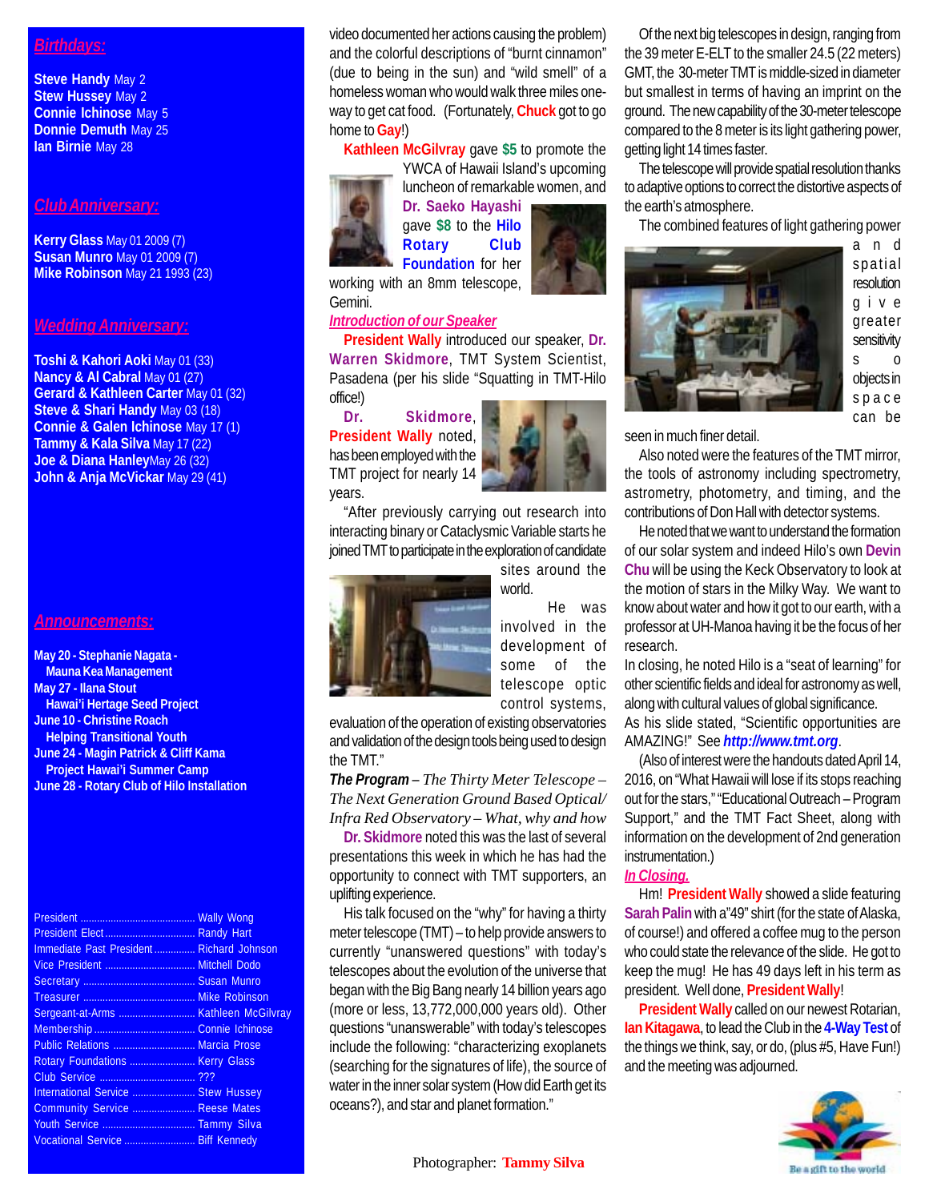## *Birthdays:*

**Steve Handy** May 2
**Stew Hussey** May 2
**Connie Ichinose** May 5
**Donnie Demuth** May 25
**Ian Birnie** May 28

## *Club Anniversary:*

**Kerry Glass** May 01 2009 (7)
**Susan Munro** May 01 2009 (7)
**Mike Robinson** May 21 1993 (23)

## *Wedding Anniversary:*

**Toshi & Kahori Aoki** May 01 (33)
**Nancy & Al Cabral** May 01 (27)
**Gerard & Kathleen Carter** May 01 (32)
**Steve & Shari Handy** May 03 (18)
**Connie & Galen Ichinose** May 17 (1)
**Tammy & Kala Silva** May 17 (22)
**Joe & Diana Hanley** May 26 (32)
**John & Anja McVickar** May 29 (41)

## *Announcements:*

**May 20 - Stephanie Nagata - Mauna Kea Management**
**May 27 - Ilana Stout Hawai'i Hertage Seed Project**
**June 10 - Christine Roach Helping Transitional Youth**
**June 24 - Magin Patrick & Cliff Kama Project Hawai'i Summer Camp**
**June 28 - Rotary Club of Hilo Installation**

| | |
|---|---|
| President | Wally Wong |
| President Elect | Randy Hart |
| Immediate Past President | Richard Johnson |
| Vice President | Mitchell Dodo |
| Secretary | Susan Munro |
| Treasurer | Mike Robinson |
| Sergeant-at-Arms | Kathleen McGilvray |
| Membership | Connie Ichinose |
| Public Relations | Marcia Prose |
| Rotary Foundations | Kerry Glass |
| Club Service | ??? |
| International Service | Stew Hussey |
| Community Service | Reese Mates |
| Youth Service | Tammy Silva |
| Vocational Service | Biff Kennedy |

video documented her actions causing the problem) and the colorful descriptions of "burnt cinnamon" (due to being in the sun) and "wild smell" of a homeless woman who would walk three miles one-way to get cat food. (Fortunately, **Chuck** got to go home to **Gay**!)

**Kathleen McGilvray** gave **$5** to promote the YWCA of Hawaii Island's upcoming luncheon of remarkable women, and **Dr. Saeko Hayashi** gave **$8** to the **Hilo Rotary Club Foundation** for her working with an 8mm telescope, Gemini.

## *Introduction of our Speaker*

**President Wally** introduced our speaker, **Dr. Warren Skidmore**, TMT System Scientist, Pasadena (per his slide "Squatting in TMT-Hilo office!)

**Dr. Skidmore**, **President Wally** noted, has been employed with the TMT project for nearly 14 years.

"After previously carrying out research into interacting binary or Cataclysmic Variable starts he joined TMT to participate in the exploration of candidate sites around the world.

He was involved in the development of some of the telescope optic control systems, evaluation of the operation of existing observatories and validation of the design tools being used to design the TMT."

***The Program** – The Thirty Meter Telescope – The Next Generation Ground Based Optical/ Infra Red Observatory – What, why and how*

**Dr. Skidmore** noted this was the last of several presentations this week in which he has had the opportunity to connect with TMT supporters, an uplifting experience.

His talk focused on the "why" for having a thirty meter telescope (TMT) – to help provide answers to currently "unanswered questions" with today's telescopes about the evolution of the universe that began with the Big Bang nearly 14 billion years ago (more or less, 13,772,000,000 years old). Other questions "unanswerable" with today's telescopes include the following: "characterizing exoplanets (searching for the signatures of life), the source of water in the inner solar system (How did Earth get its oceans?), and star and planet formation."

Of the next big telescopes in design, ranging from the 39 meter E-ELT to the smaller 24.5 (22 meters) GMT, the 30-meter TMT is middle-sized in diameter but smallest in terms of having an imprint on the ground. The new capability of the 30-meter telescope compared to the 8 meter is its light gathering power, getting light 14 times faster.

The telescope will provide spatial resolution thanks to adaptive options to correct the distortive aspects of the earth's atmosphere.

The combined features of light gathering power and spatial resolution give greater sensitivity so objects in space can be seen in much finer detail.

Also noted were the features of the TMT mirror, the tools of astronomy including spectrometry, astrometry, photometry, and timing, and the contributions of Don Hall with detector systems.

He noted that we want to understand the formation of our solar system and indeed Hilo's own **Devin Chu** will be using the Keck Observatory to look at the motion of stars in the Milky Way. We want to know about water and how it got to our earth, with a professor at UH-Manoa having it be the focus of her research.

In closing, he noted Hilo is a "seat of learning" for other scientific fields and ideal for astronomy as well, along with cultural values of global significance.

As his slide stated, "Scientific opportunities are AMAZING!" See ***http://www.tmt.org***.

(Also of interest were the handouts dated April 14, 2016, on "What Hawaii will lose if its stops reaching out for the stars," "Educational Outreach – Program Support," and the TMT Fact Sheet, along with information on the development of 2nd generation instrumentation.)

## *In Closing.*

Hm! **President Wally** showed a slide featuring **Sarah Palin** with a "49" shirt (for the state of Alaska, of course!) and offered a coffee mug to the person who could state the relevance of the slide. He got to keep the mug! He has 49 days left in his term as president. Well done, **President Wally**!

**President Wally** called on our newest Rotarian, **Ian Kitagawa**, to lead the Club in the **4-Way Test** of the things we think, say, or do, (plus #5, Have Fun!) and the meeting was adjourned.

Be a gift to the world

Photographer: **Tammy Silva**